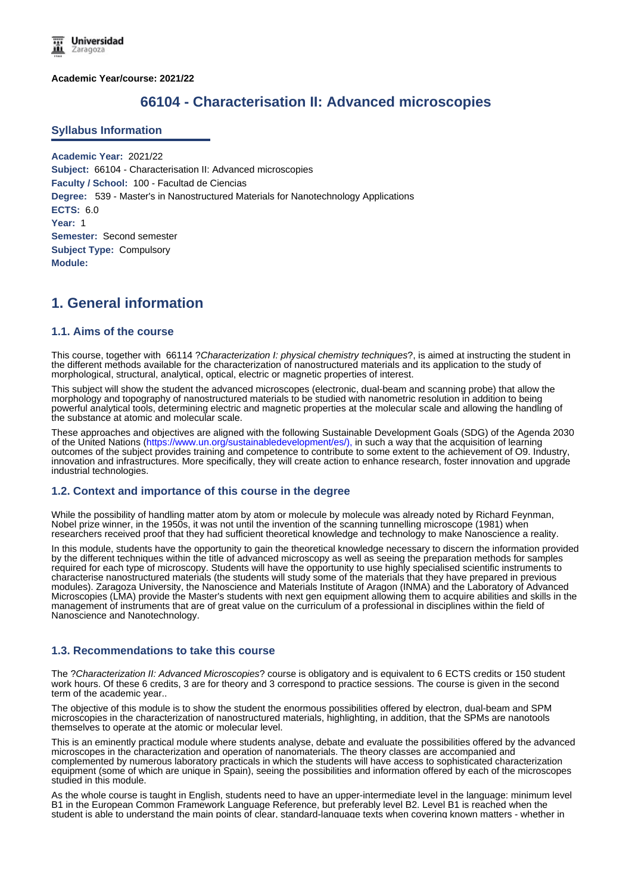Academic Year/course: 2021/22

# 66104 - Characterisation II: Advanced microscopies

## Syllabus Information

**Academic Year:** 2021/22
**Subject:** 66104 - Characterisation II: Advanced microscopies
**Faculty / School:** 100 - Facultad de Ciencias
**Degree:** 539 - Master's in Nanostructured Materials for Nanotechnology Applications
**ECTS:** 6.0
**Year:** 1
**Semester:** Second semester
**Subject Type:** Compulsory
**Module:**

# 1. General information

## 1.1. Aims of the course

This course, together with 66114 ?*Characterization I: physical chemistry techniques*?, is aimed at instructing the student in the different methods available for the characterization of nanostructured materials and its application to the study of morphological, structural, analytical, optical, electric or magnetic properties of interest.

This subject will show the student the advanced microscopes (electronic, dual-beam and scanning probe) that allow the morphology and topography of nanostructured materials to be studied with nanometric resolution in addition to being powerful analytical tools, determining electric and magnetic properties at the molecular scale and allowing the handling of the substance at atomic and molecular scale.

These approaches and objectives are aligned with the following Sustainable Development Goals (SDG) of the Agenda 2030 of the United Nations (https://www.un.org/sustainabledevelopment/es/), in such a way that the acquisition of learning outcomes of the subject provides training and competence to contribute to some extent to the achievement of O9. Industry, innovation and infrastructures. More specifically, they will create action to enhance research, foster innovation and upgrade industrial technologies.

## 1.2. Context and importance of this course in the degree

While the possibility of handling matter atom by atom or molecule by molecule was already noted by Richard Feynman, Nobel prize winner, in the 1950s, it was not until the invention of the scanning tunnelling microscope (1981) when researchers received proof that they had sufficient theoretical knowledge and technology to make Nanoscience a reality.

In this module, students have the opportunity to gain the theoretical knowledge necessary to discern the information provided by the different techniques within the title of advanced microscopy as well as seeing the preparation methods for samples required for each type of microscopy. Students will have the opportunity to use highly specialised scientific instruments to characterise nanostructured materials (the students will study some of the materials that they have prepared in previous modules). Zaragoza University, the Nanoscience and Materials Institute of Aragon (INMA) and the Laboratory of Advanced Microscopies (LMA) provide the Master's students with next gen equipment allowing them to acquire abilities and skills in the management of instruments that are of great value on the curriculum of a professional in disciplines within the field of Nanoscience and Nanotechnology.

## 1.3. Recommendations to take this course

The ?*Characterization II: Advanced Microscopies*? course is obligatory and is equivalent to 6 ECTS credits or 150 student work hours. Of these 6 credits, 3 are for theory and 3 correspond to practice sessions. The course is given in the second term of the academic year..

The objective of this module is to show the student the enormous possibilities offered by electron, dual-beam and SPM microscopies in the characterization of nanostructured materials, highlighting, in addition, that the SPMs are nanotools themselves to operate at the atomic or molecular level.

This is an eminently practical module where students analyse, debate and evaluate the possibilities offered by the advanced microscopes in the characterization and operation of nanomaterials. The theory classes are accompanied and complemented by numerous laboratory practicals in which the students will have access to sophisticated characterization equipment (some of which are unique in Spain), seeing the possibilities and information offered by each of the microscopes studied in this module.

As the whole course is taught in English, students need to have an upper-intermediate level in the language: minimum level B1 in the European Common Framework Language Reference, but preferably level B2. Level B1 is reached when the student is able to understand the main points of clear, standard-language texts when covering known matters - whether in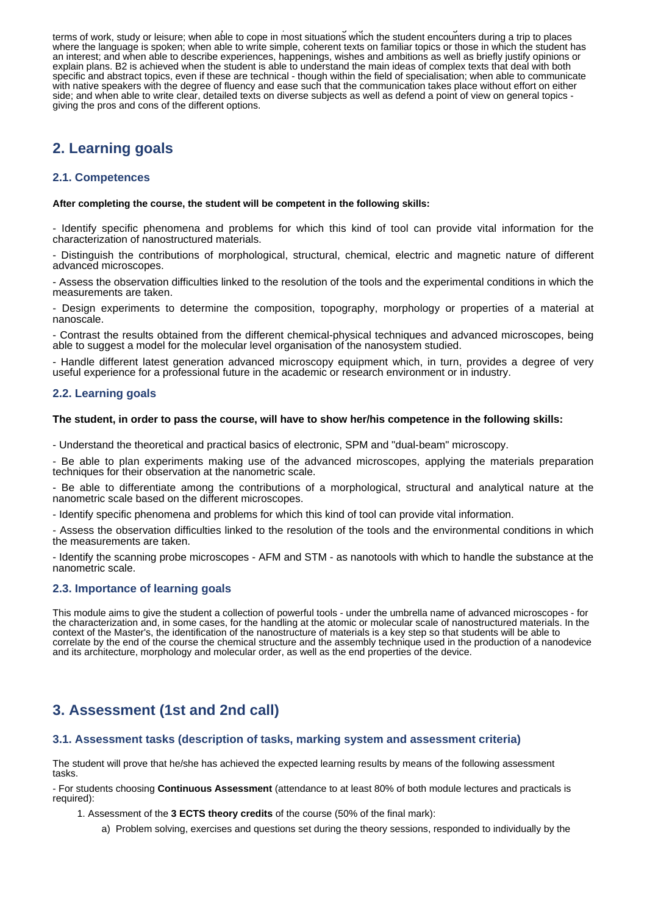terms of work, study or leisure; when able to cope in most situations which the student encounters during a trip to places where the language is spoken; when able to write simple, coherent texts on familiar topics or those in which the student has an interest; and when able to describe experiences, happenings, wishes and ambitions as well as briefly justify opinions or explain plans. B2 is achieved when the student is able to understand the main ideas of complex texts that deal with both specific and abstract topics, even if these are technical - though within the field of specialisation; when able to communicate with native speakers with the degree of fluency and ease such that the communication takes place without effort on either side; and when able to write clear, detailed texts on diverse subjects as well as defend a point of view on general topics - giving the pros and cons of the different options.

## 2. Learning goals

### 2.1. Competences

**After completing the course, the student will be competent in the following skills:**

- Identify specific phenomena and problems for which this kind of tool can provide vital information for the characterization of nanostructured materials.

- Distinguish the contributions of morphological, structural, chemical, electric and magnetic nature of different advanced microscopes.

- Assess the observation difficulties linked to the resolution of the tools and the experimental conditions in which the measurements are taken.

- Design experiments to determine the composition, topography, morphology or properties of a material at nanoscale.

- Contrast the results obtained from the different chemical-physical techniques and advanced microscopes, being able to suggest a model for the molecular level organisation of the nanosystem studied.

- Handle different latest generation advanced microscopy equipment which, in turn, provides a degree of very useful experience for a professional future in the academic or research environment or in industry.

### 2.2. Learning goals

**The student, in order to pass the course, will have to show her/his competence in the following skills:**

- Understand the theoretical and practical basics of electronic, SPM and "dual-beam" microscopy.

- Be able to plan experiments making use of the advanced microscopes, applying the materials preparation techniques for their observation at the nanometric scale.

- Be able to differentiate among the contributions of a morphological, structural and analytical nature at the nanometric scale based on the different microscopes.

- Identify specific phenomena and problems for which this kind of tool can provide vital information.

- Assess the observation difficulties linked to the resolution of the tools and the environmental conditions in which the measurements are taken.

- Identify the scanning probe microscopes - AFM and STM - as nanotools with which to handle the substance at the nanometric scale.

### 2.3. Importance of learning goals

This module aims to give the student a collection of powerful tools - under the umbrella name of advanced microscopes - for the characterization and, in some cases, for the handling at the atomic or molecular scale of nanostructured materials. In the context of the Master's, the identification of the nanostructure of materials is a key step so that students will be able to correlate by the end of the course the chemical structure and the assembly technique used in the production of a nanodevice and its architecture, morphology and molecular order, as well as the end properties of the device.

## 3. Assessment (1st and 2nd call)

### 3.1. Assessment tasks (description of tasks, marking system and assessment criteria)

The student will prove that he/she has achieved the expected learning results by means of the following assessment tasks.

- For students choosing **Continuous Assessment** (attendance to at least 80% of both module lectures and practicals is required):

1. Assessment of the **3 ECTS theory credits** of the course (50% of the final mark):

    a) Problem solving, exercises and questions set during the theory sessions, responded to individually by the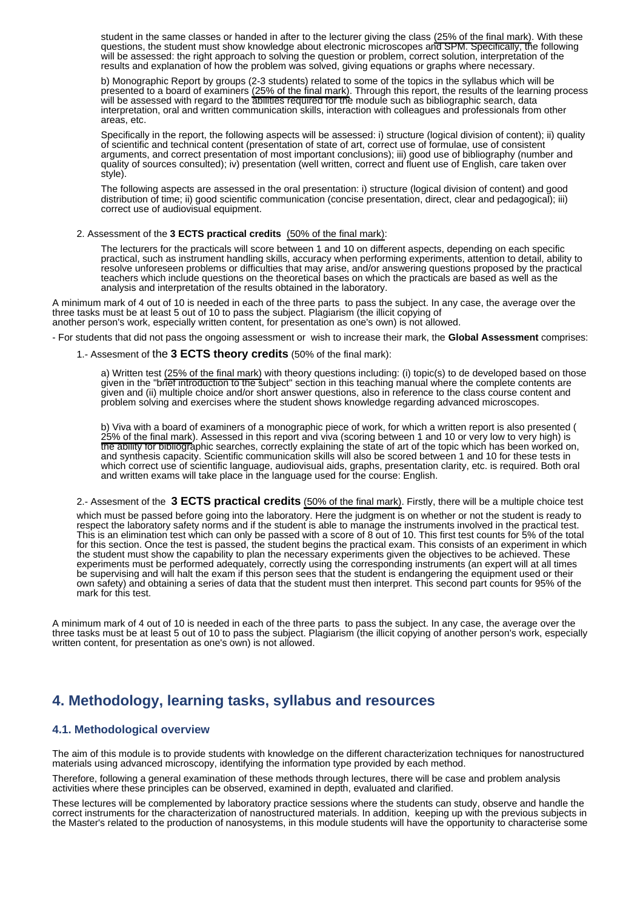student in the same classes or handed in after to the lecturer giving the class (25% of the final mark). With these questions, the student must show knowledge about electronic microscopes and SPM. Specifically, the following will be assessed: the right approach to solving the question or problem, correct solution, interpretation of the results and explanation of how the problem was solved, giving equations or graphs where necessary.

b) Monographic Report by groups (2-3 students) related to some of the topics in the syllabus which will be presented to a board of examiners (25% of the final mark). Through this report, the results of the learning process will be assessed with regard to the abilities required for the module such as bibliographic search, data interpretation, oral and written communication skills, interaction with colleagues and professionals from other areas, etc.

Specifically in the report, the following aspects will be assessed: i) structure (logical division of content); ii) quality of scientific and technical content (presentation of state of art, correct use of formulae, use of consistent arguments, and correct presentation of most important conclusions); iii) good use of bibliography (number and quality of sources consulted); iv) presentation (well written, correct and fluent use of English, care taken over style).

The following aspects are assessed in the oral presentation: i) structure (logical division of content) and good distribution of time; ii) good scientific communication (concise presentation, direct, clear and pedagogical); iii) correct use of audiovisual equipment.

2. Assessment of the **3 ECTS practical credits** (50% of the final mark):

The lecturers for the practicals will score between 1 and 10 on different aspects, depending on each specific practical, such as instrument handling skills, accuracy when performing experiments, attention to detail, ability to resolve unforeseen problems or difficulties that may arise, and/or answering questions proposed by the practical teachers which include questions on the theoretical bases on which the practicals are based as well as the analysis and interpretation of the results obtained in the laboratory.

A minimum mark of 4 out of 10 is needed in each of the three parts to pass the subject. In any case, the average over the three tasks must be at least 5 out of 10 to pass the subject. Plagiarism (the illicit copying of another person's work, especially written content, for presentation as one's own) is not allowed.

- For students that did not pass the ongoing assessment or wish to increase their mark, the **Global Assessment** comprises:

1.- Assesment of the **3 ECTS theory credits** (50% of the final mark):

a) Written test (25% of the final mark) with theory questions including: (i) topic(s) to de developed based on those given in the "brief introduction to the subject" section in this teaching manual where the complete contents are given and (ii) multiple choice and/or short answer questions, also in reference to the class course content and problem solving and exercises where the student shows knowledge regarding advanced microscopes.

b) Viva with a board of examiners of a monographic piece of work, for which a written report is also presented ( 25% of the final mark). Assessed in this report and viva (scoring between 1 and 10 or very low to very high) is the ability for bibliographic searches, correctly explaining the state of art of the topic which has been worked on, and synthesis capacity. Scientific communication skills will also be scored between 1 and 10 for these tests in which correct use of scientific language, audiovisual aids, graphs, presentation clarity, etc. is required. Both oral and written exams will take place in the language used for the course: English.

2.- Assesment of the **3 ECTS practical credits** (50% of the final mark). Firstly, there will be a multiple choice test which must be passed before going into the laboratory. Here the judgment is on whether or not the student is ready to respect the laboratory safety norms and if the student is able to manage the instruments involved in the practical test. This is an elimination test which can only be passed with a score of 8 out of 10. This first test counts for 5% of the total for this section. Once the test is passed, the student begins the practical exam. This consists of an experiment in which the student must show the capability to plan the necessary experiments given the objectives to be achieved. These experiments must be performed adequately, correctly using the corresponding instruments (an expert will at all times be supervising and will halt the exam if this person sees that the student is endangering the equipment used or their own safety) and obtaining a series of data that the student must then interpret. This second part counts for 95% of the mark for this test.

A minimum mark of 4 out of 10 is needed in each of the three parts to pass the subject. In any case, the average over the three tasks must be at least 5 out of 10 to pass the subject. Plagiarism (the illicit copying of another person's work, especially written content, for presentation as one's own) is not allowed.

## 4. Methodology, learning tasks, syllabus and resources

### 4.1. Methodological overview

The aim of this module is to provide students with knowledge on the different characterization techniques for nanostructured materials using advanced microscopy, identifying the information type provided by each method.

Therefore, following a general examination of these methods through lectures, there will be case and problem analysis activities where these principles can be observed, examined in depth, evaluated and clarified.

These lectures will be complemented by laboratory practice sessions where the students can study, observe and handle the correct instruments for the characterization of nanostructured materials. In addition, keeping up with the previous subjects in the Master's related to the production of nanosystems, in this module students will have the opportunity to characterise some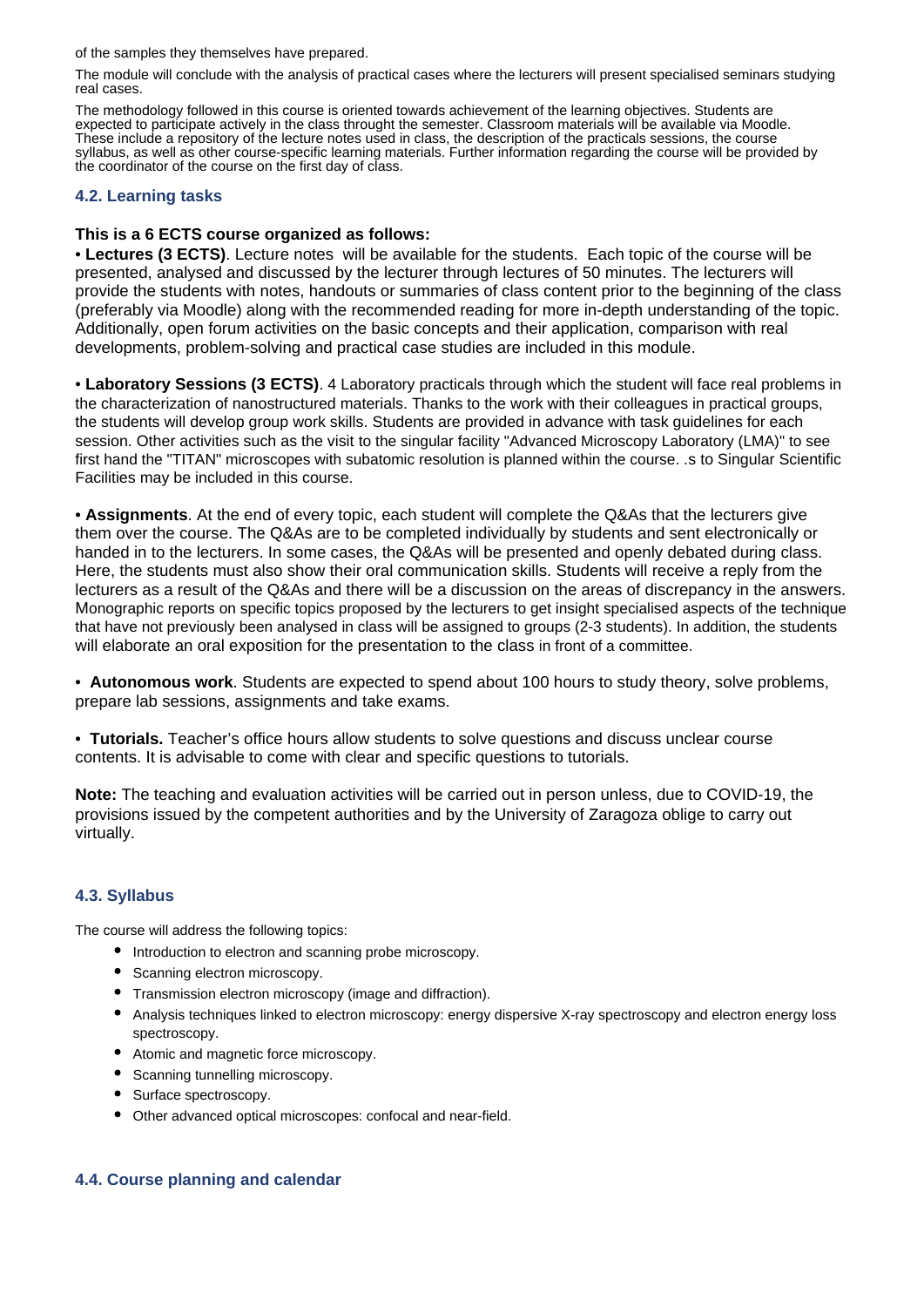of the samples they themselves have prepared.

The module will conclude with the analysis of practical cases where the lecturers will present specialised seminars studying real cases.

The methodology followed in this course is oriented towards achievement of the learning objectives. Students are expected to participate actively in the class throught the semester. Classroom materials will be available via Moodle. These include a repository of the lecture notes used in class, the description of the practicals sessions, the course syllabus, as well as other course-specific learning materials. Further information regarding the course will be provided by the coordinator of the course on the first day of class.

### 4.2. Learning tasks

**This is a 6 ECTS course organized as follows:**

• **Lectures (3 ECTS)**. Lecture notes will be available for the students. Each topic of the course will be presented, analysed and discussed by the lecturer through lectures of 50 minutes. The lecturers will provide the students with notes, handouts or summaries of class content prior to the beginning of the class (preferably via Moodle) along with the recommended reading for more in-depth understanding of the topic. Additionally, open forum activities on the basic concepts and their application, comparison with real developments, problem-solving and practical case studies are included in this module.

• **Laboratory Sessions (3 ECTS)**. 4 Laboratory practicals through which the student will face real problems in the characterization of nanostructured materials. Thanks to the work with their colleagues in practical groups, the students will develop group work skills. Students are provided in advance with task guidelines for each session. Other activities such as the visit to the singular facility "Advanced Microscopy Laboratory (LMA)" to see first hand the "TITAN" microscopes with subatomic resolution is planned within the course. .s to Singular Scientific Facilities may be included in this course.

• **Assignments**. At the end of every topic, each student will complete the Q&As that the lecturers give them over the course. The Q&As are to be completed individually by students and sent electronically or handed in to the lecturers. In some cases, the Q&As will be presented and openly debated during class. Here, the students must also show their oral communication skills. Students will receive a reply from the lecturers as a result of the Q&As and there will be a discussion on the areas of discrepancy in the answers. Monographic reports on specific topics proposed by the lecturers to get insight specialised aspects of the technique that have not previously been analysed in class will be assigned to groups (2-3 students). In addition, the students will elaborate an oral exposition for the presentation to the class in front of a committee.

• **Autonomous work**. Students are expected to spend about 100 hours to study theory, solve problems, prepare lab sessions, assignments and take exams.

• **Tutorials.** Teacher's office hours allow students to solve questions and discuss unclear course contents. It is advisable to come with clear and specific questions to tutorials.

**Note:** The teaching and evaluation activities will be carried out in person unless, due to COVID-19, the provisions issued by the competent authorities and by the University of Zaragoza oblige to carry out virtually.

### 4.3. Syllabus

The course will address the following topics:

- Introduction to electron and scanning probe microscopy.
- Scanning electron microscopy.
- Transmission electron microscopy (image and diffraction).
- Analysis techniques linked to electron microscopy: energy dispersive X-ray spectroscopy and electron energy loss spectroscopy.
- Atomic and magnetic force microscopy.
- Scanning tunnelling microscopy.
- Surface spectroscopy.
- Other advanced optical microscopes: confocal and near-field.

### 4.4. Course planning and calendar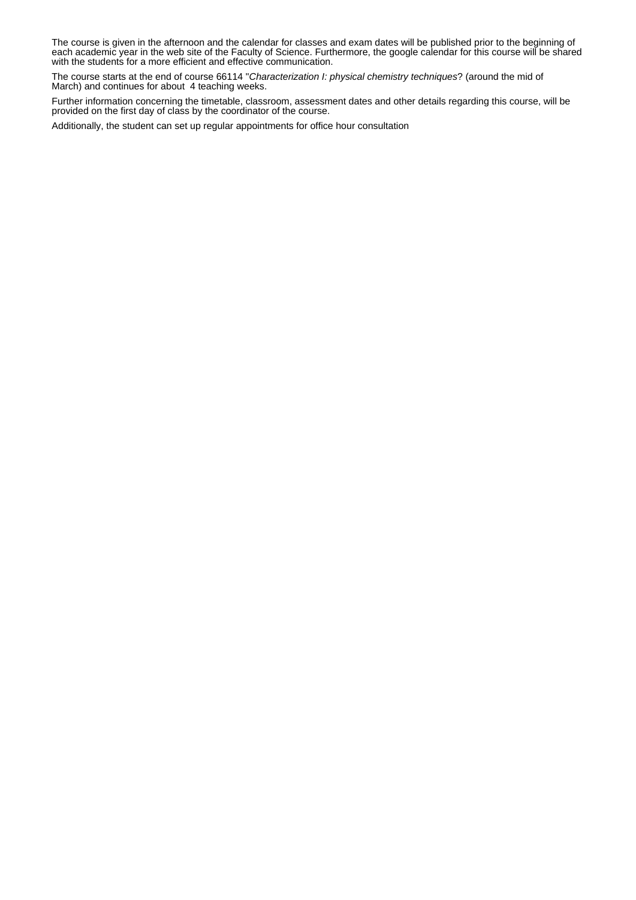The course is given in the afternoon and the calendar for classes and exam dates will be published prior to the beginning of each academic year in the web site of the Faculty of Science. Furthermore, the google calendar for this course will be shared with the students for a more efficient and effective communication.

The course starts at the end of course 66114 "*Characterization I: physical chemistry techniques*? (around the mid of March) and continues for about  4 teaching weeks.

Further information concerning the timetable, classroom, assessment dates and other details regarding this course, will be provided on the first day of class by the coordinator of the course.

Additionally, the student can set up regular appointments for office hour consultation